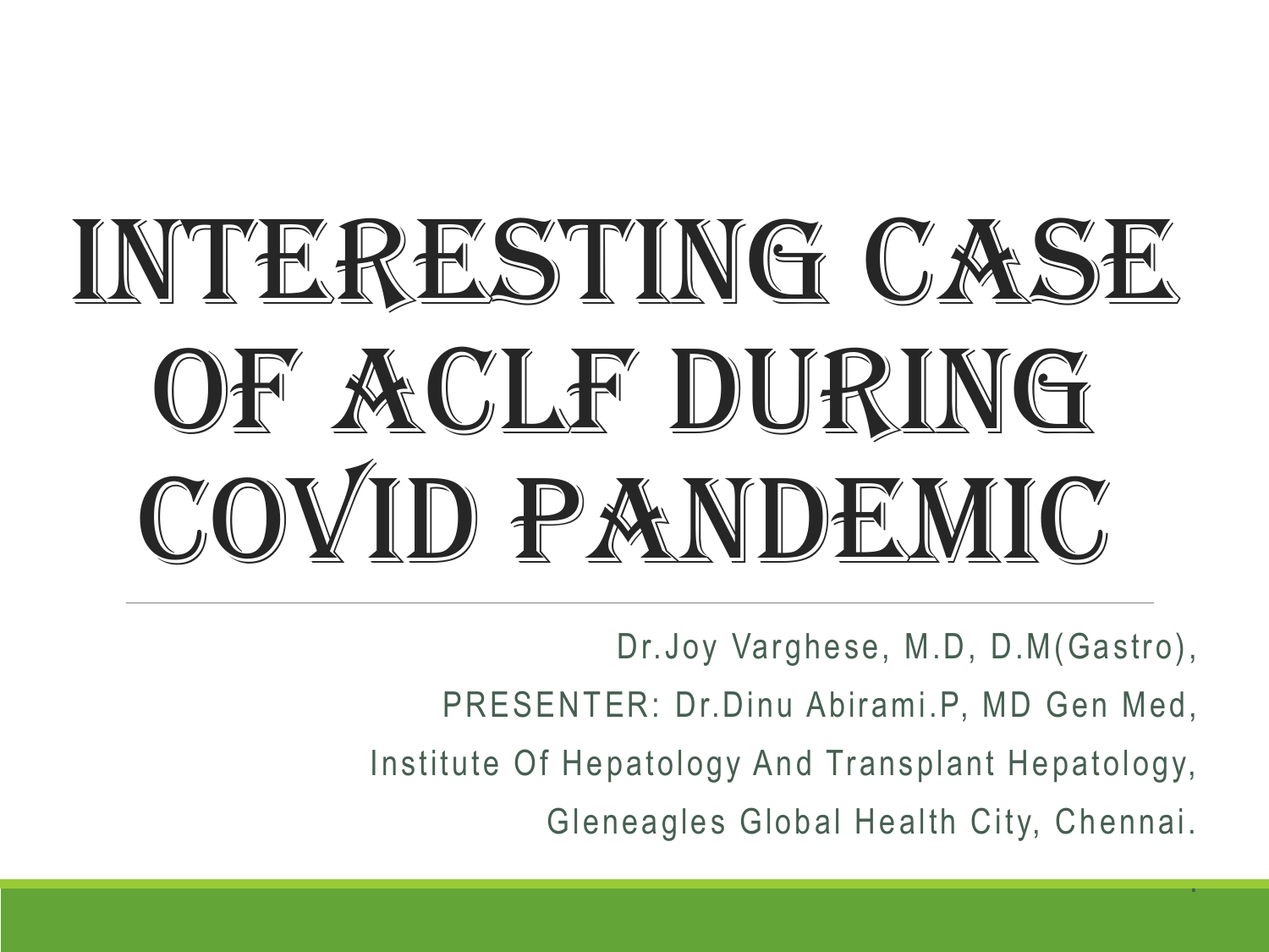# Interesting Case of ACLF During COVID Pandemic

Dr.Joy Varghese, M.D, D.M(Gastro),

PRESENTER: Dr.Dinu Abirami.P, MD Gen Med,

Institute Of Hepatology And Transplant Hepatology,

Gleneagles Global Health City, Chennai.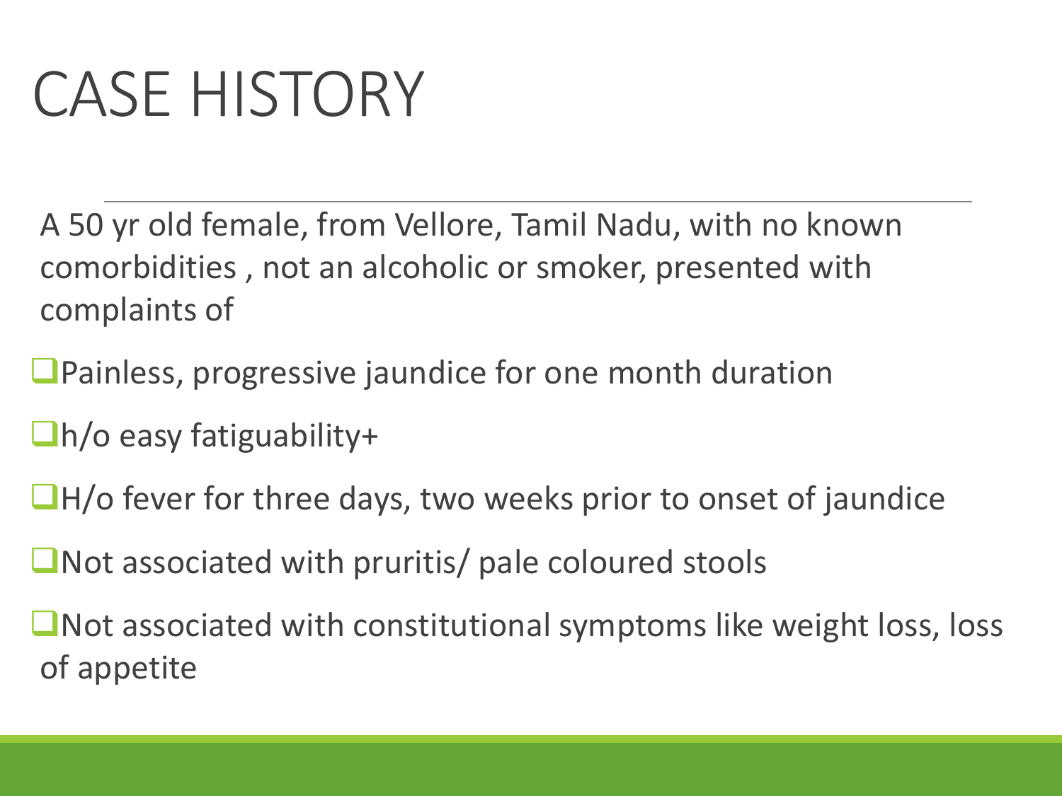# CASE HISTORY

A 50 yr old female, from Vellore, Tamil Nadu, with no known comorbidities , not an alcoholic or smoker, presented with complaints of

- Painless, progressive jaundice for one month duration
- h/o easy fatiguability+
- H/o fever for three days, two weeks prior to onset of jaundice
- Not associated with pruritis/ pale coloured stools
- Not associated with constitutional symptoms like weight loss, loss of appetite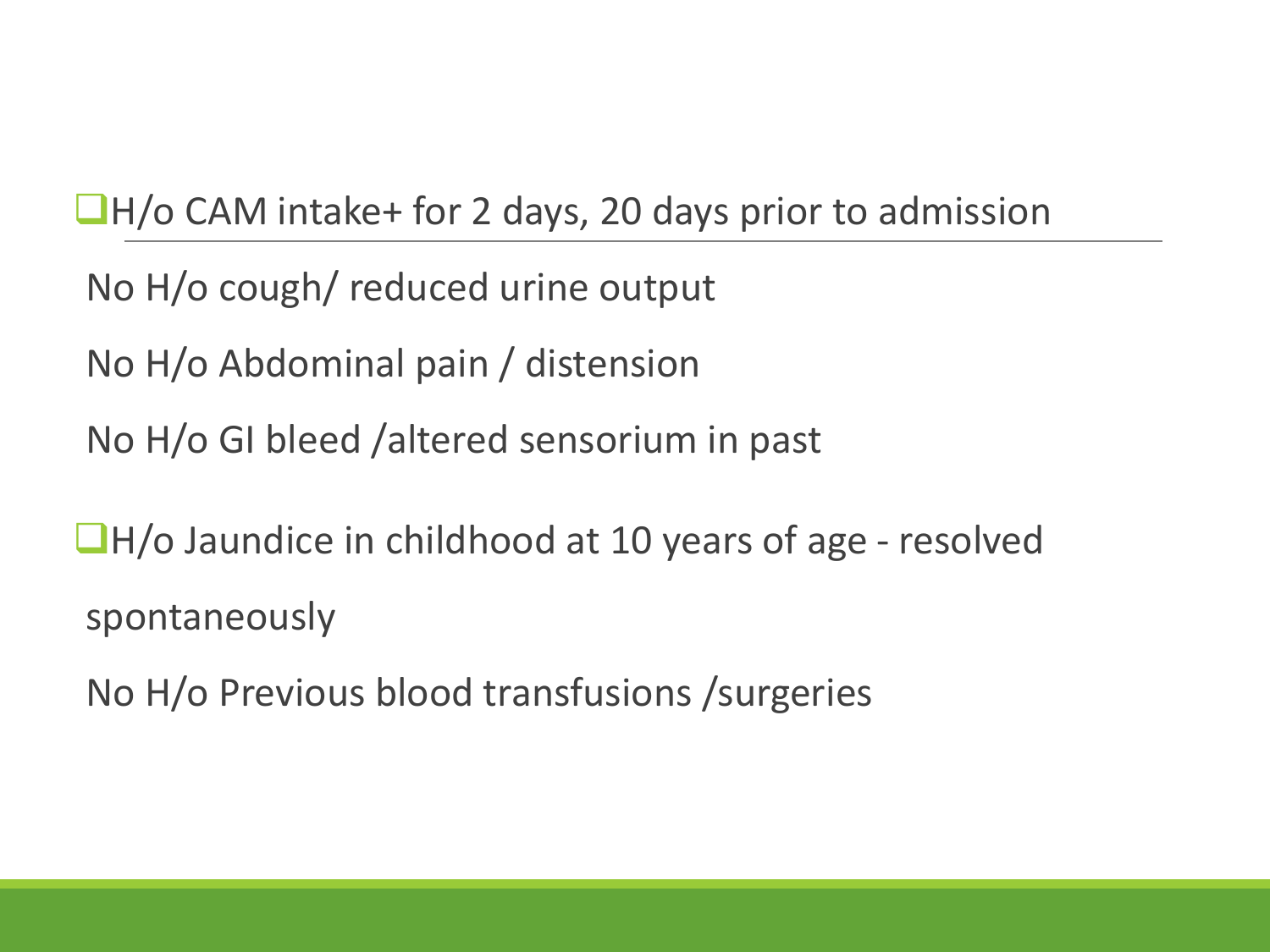- H/o CAM intake+ for 2 days, 20 days prior to admission

  No H/o cough/ reduced urine output

  No H/o Abdominal pain / distension

  No H/o GI bleed /altered sensorium in past

- H/o Jaundice in childhood at 10 years of age - resolved spontaneously

  No H/o Previous blood transfusions /surgeries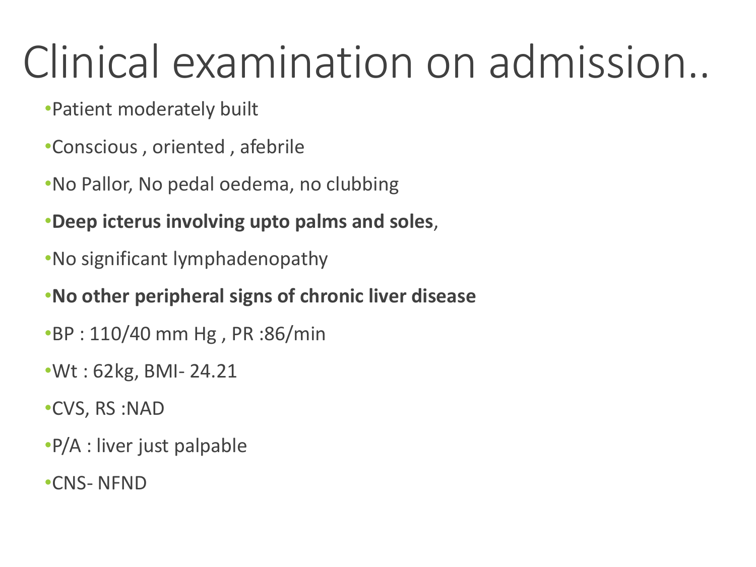# Clinical examination on admission..

- Patient moderately built
- Conscious , oriented , afebrile
- No Pallor, No pedal oedema, no clubbing
- **Deep icterus involving upto palms and soles**,
- No significant lymphadenopathy
- **No other peripheral signs of chronic liver disease**
- BP : 110/40 mm Hg , PR :86/min
- Wt : 62kg, BMI- 24.21
- CVS, RS :NAD
- P/A : liver just palpable
- CNS- NFND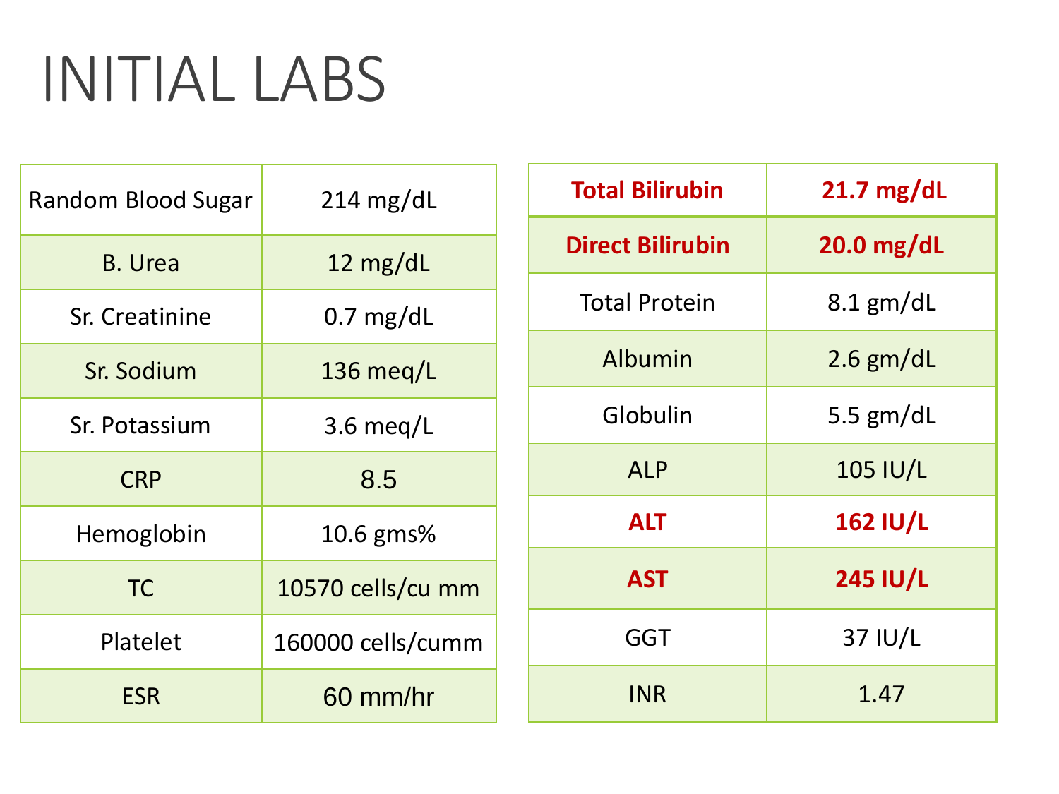# INITIAL LABS

| | |
|---|---|
| Random Blood Sugar | 214 mg/dL |
| B. Urea | 12 mg/dL |
| Sr. Creatinine | 0.7 mg/dL |
| Sr. Sodium | 136 meq/L |
| Sr. Potassium | 3.6 meq/L |
| CRP | 8.5 |
| Hemoglobin | 10.6 gms% |
| TC | 10570 cells/cu mm |
| Platelet | 160000 cells/cumm |
| ESR | 60 mm/hr |

| | |
|---|---|
| **Total Bilirubin** | **21.7 mg/dL** |
| **Direct Bilirubin** | **20.0 mg/dL** |
| Total Protein | 8.1 gm/dL |
| Albumin | 2.6 gm/dL |
| Globulin | 5.5 gm/dL |
| ALP | 105 IU/L |
| **ALT** | **162 IU/L** |
| **AST** | **245 IU/L** |
| GGT | 37 IU/L |
| INR | 1.47 |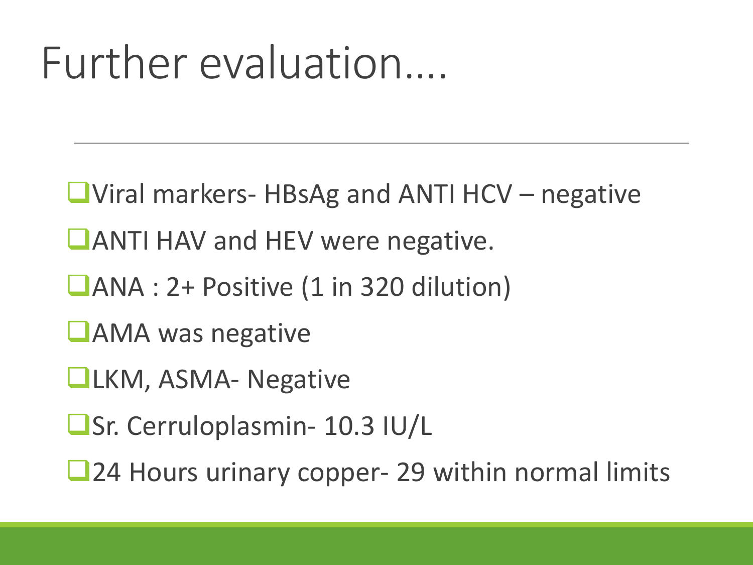# Further evaluation....

- Viral markers- HBsAg and ANTI HCV – negative
- ANTI HAV and HEV were negative.
- ANA : 2+ Positive (1 in 320 dilution)
- AMA was negative
- LKM, ASMA- Negative
- Sr. Cerruloplasmin- 10.3 IU/L
- 24 Hours urinary copper- 29 within normal limits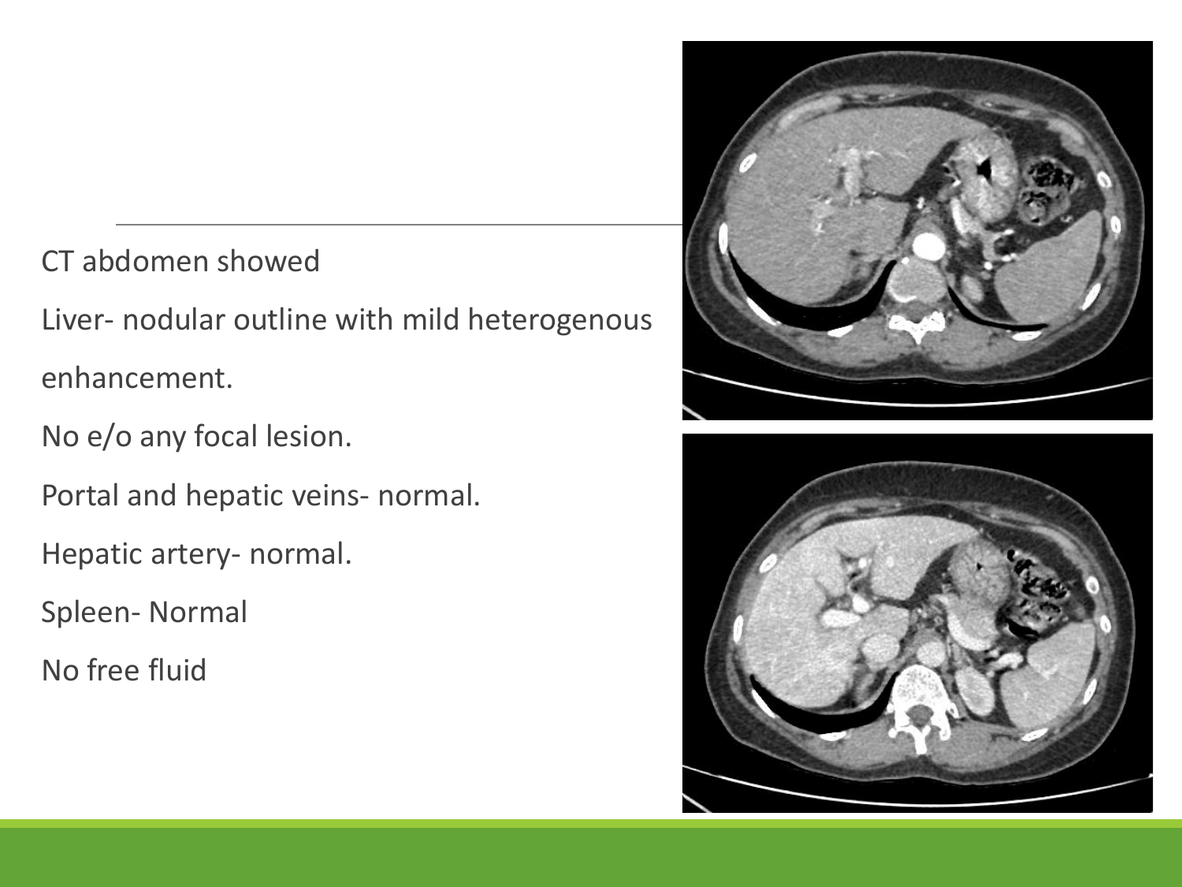CT abdomen showed

Liver- nodular outline with mild heterogenous enhancement.

No e/o any focal lesion.

Portal and hepatic veins- normal.

Hepatic artery- normal.

Spleen- Normal

No free fluid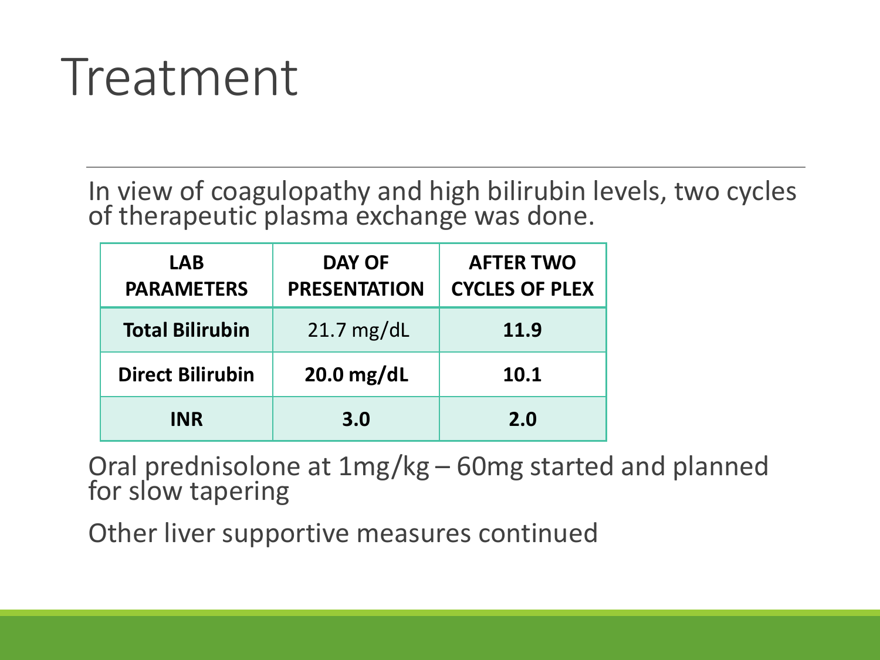# Treatment

In view of coagulopathy and high bilirubin levels, two cycles of therapeutic plasma exchange was done.

| LAB PARAMETERS | DAY OF PRESENTATION | AFTER TWO CYCLES OF PLEX |
|---|---|---|
| **Total Bilirubin** | 21.7 mg/dL | **11.9** |
| **Direct Bilirubin** | **20.0 mg/dL** | **10.1** |
| **INR** | **3.0** | **2.0** |

Oral prednisolone at 1mg/kg – 60mg started and planned for slow tapering

Other liver supportive measures continued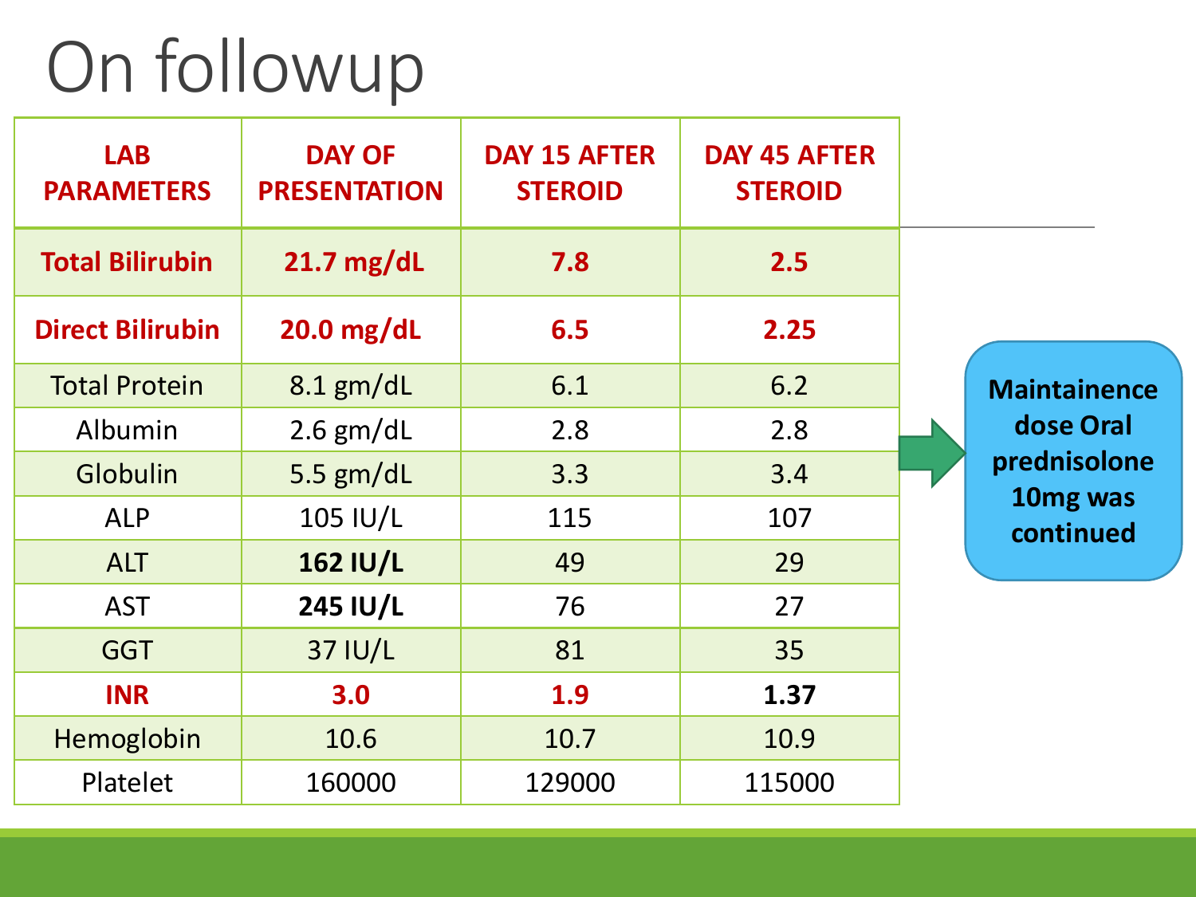# On followup

| LAB PARAMETERS | DAY OF PRESENTATION | DAY 15 AFTER STEROID | DAY 45 AFTER STEROID |
|---|---|---|---|
| **Total Bilirubin** | **21.7 mg/dL** | **7.8** | **2.5** |
| **Direct Bilirubin** | **20.0 mg/dL** | **6.5** | **2.25** |
| Total Protein | 8.1 gm/dL | 6.1 | 6.2 |
| Albumin | 2.6 gm/dL | 2.8 | 2.8 |
| Globulin | 5.5 gm/dL | 3.3 | 3.4 |
| ALP | 105 IU/L | 115 | 107 |
| ALT | **162 IU/L** | 49 | 29 |
| AST | **245 IU/L** | 76 | 27 |
| GGT | 37 IU/L | 81 | 35 |
| **INR** | **3.0** | **1.9** | **1.37** |
| Hemoglobin | 10.6 | 10.7 | 10.9 |
| Platelet | 160000 | 129000 | 115000 |

**Maintainence dose Oral prednisolone 10mg was continued**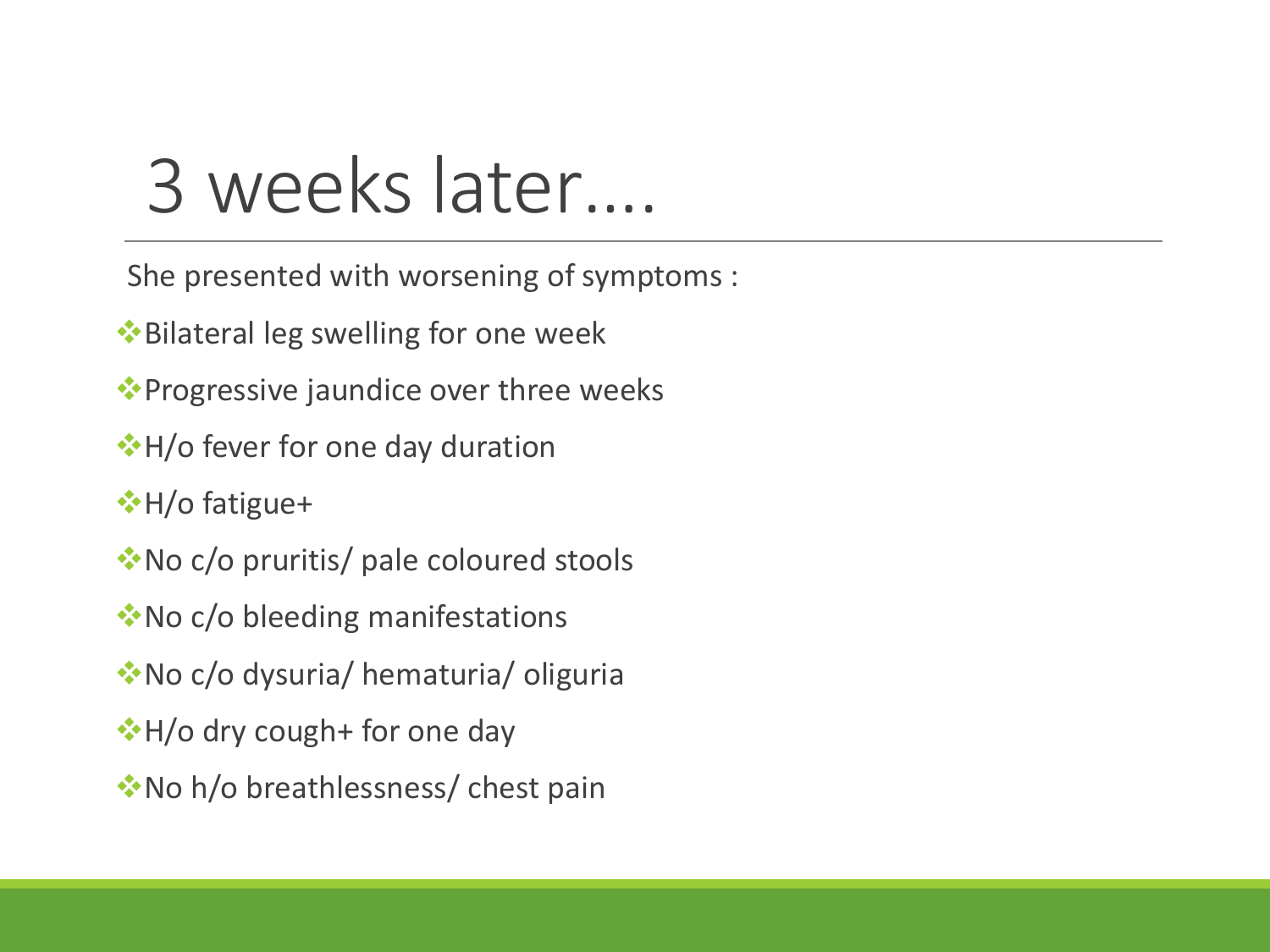# 3 weeks later....

She presented with worsening of symptoms :

- Bilateral leg swelling for one week
- Progressive jaundice over three weeks
- H/o fever for one day duration
- H/o fatigue+
- No c/o pruritis/ pale coloured stools
- No c/o bleeding manifestations
- No c/o dysuria/ hematuria/ oliguria
- H/o dry cough+ for one day
- No h/o breathlessness/ chest pain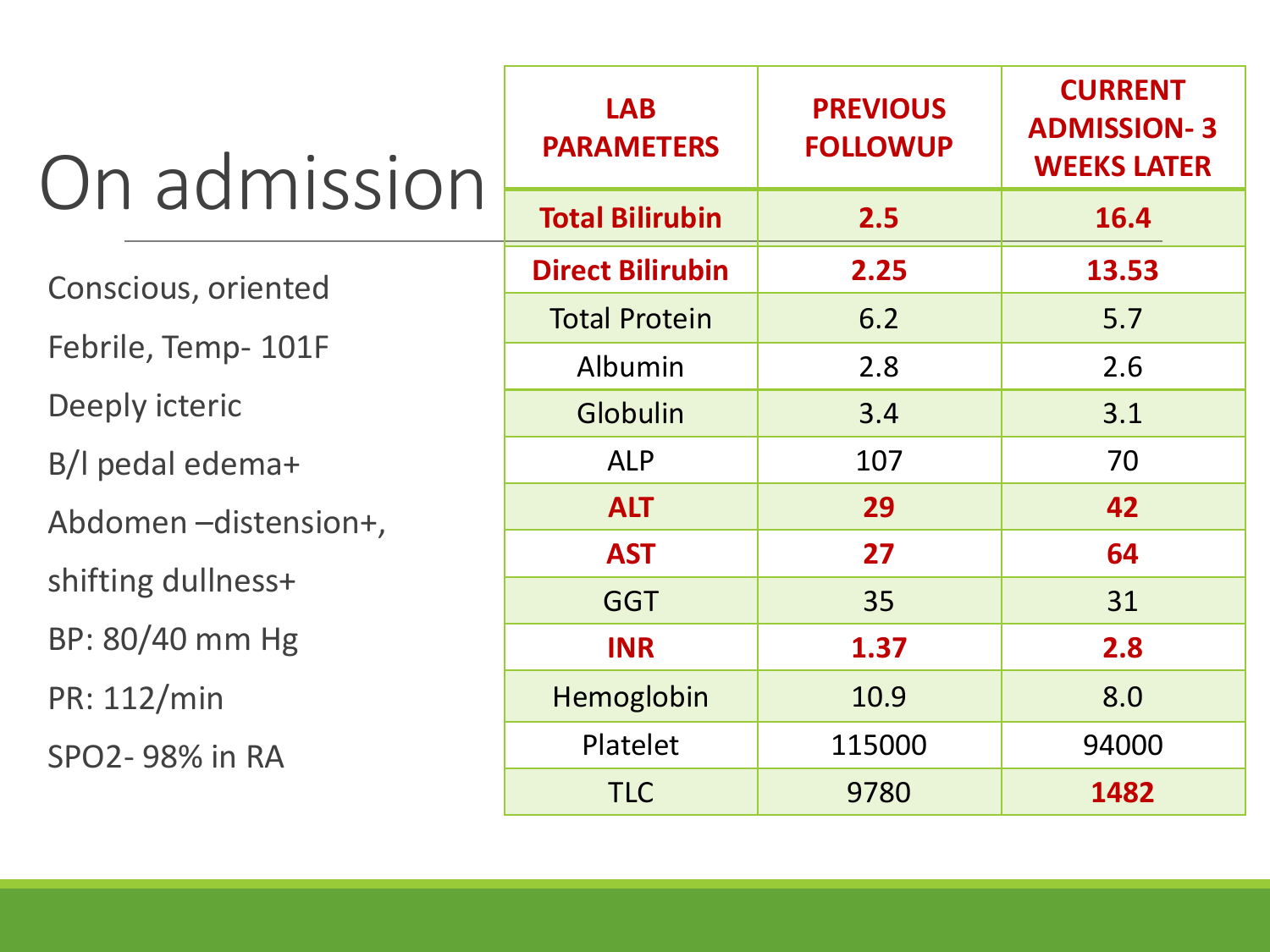# On admission

Conscious, oriented

Febrile, Temp- 101F

Deeply icteric

B/l pedal edema+

Abdomen –distension+, shifting dullness+

BP: 80/40 mm Hg

PR: 112/min

SPO2- 98% in RA

| LAB PARAMETERS | PREVIOUS FOLLOWUP | CURRENT ADMISSION- 3 WEEKS LATER |
|---|---|---|
| **Total Bilirubin** | **2.5** | **16.4** |
| **Direct Bilirubin** | **2.25** | **13.53** |
| Total Protein | 6.2 | 5.7 |
| Albumin | 2.8 | 2.6 |
| Globulin | 3.4 | 3.1 |
| ALP | 107 | 70 |
| **ALT** | **29** | **42** |
| **AST** | **27** | **64** |
| GGT | 35 | 31 |
| **INR** | **1.37** | **2.8** |
| Hemoglobin | 10.9 | 8.0 |
| Platelet | 115000 | 94000 |
| TLC | 9780 | **1482** |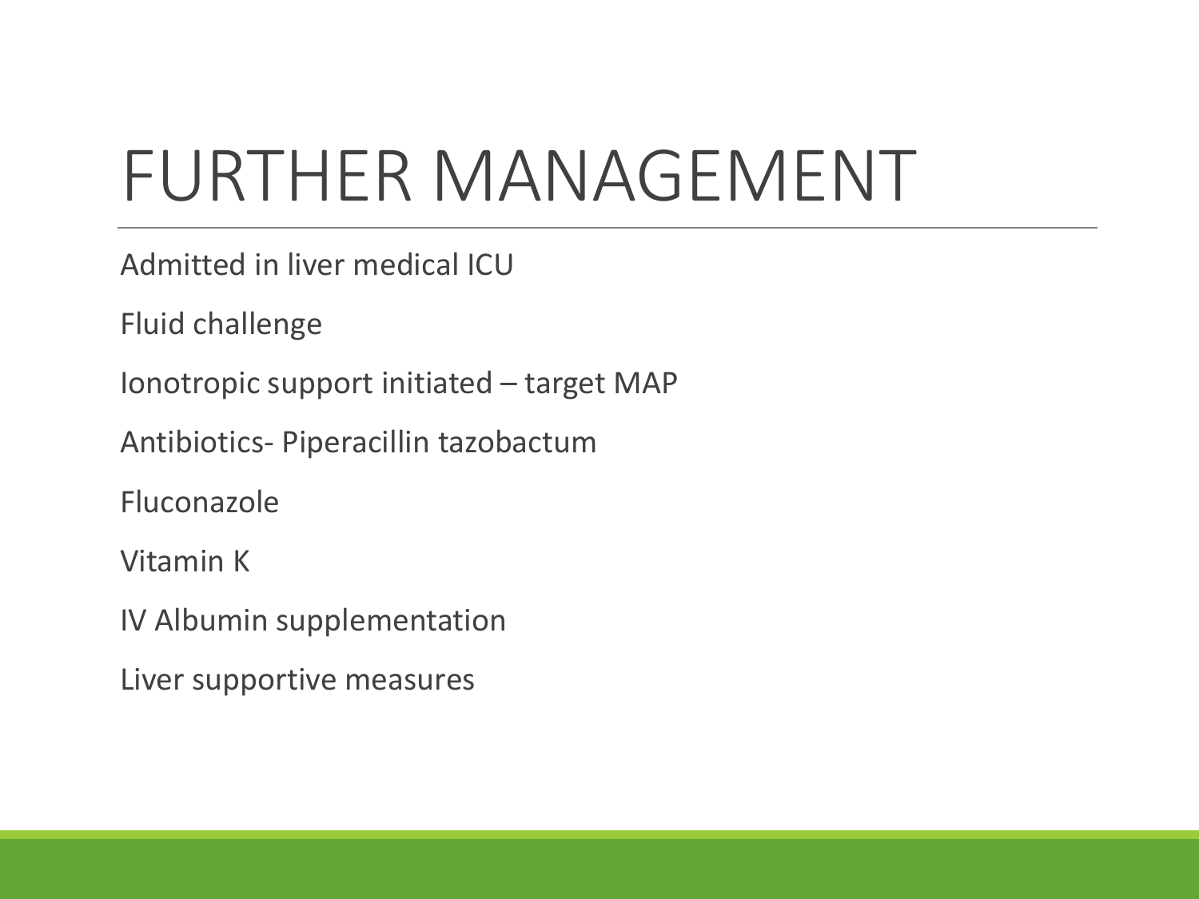# FURTHER MANAGEMENT

Admitted in liver medical ICU

Fluid challenge

Ionotropic support initiated – target MAP

Antibiotics- Piperacillin tazobactum

Fluconazole

Vitamin K

IV Albumin supplementation

Liver supportive measures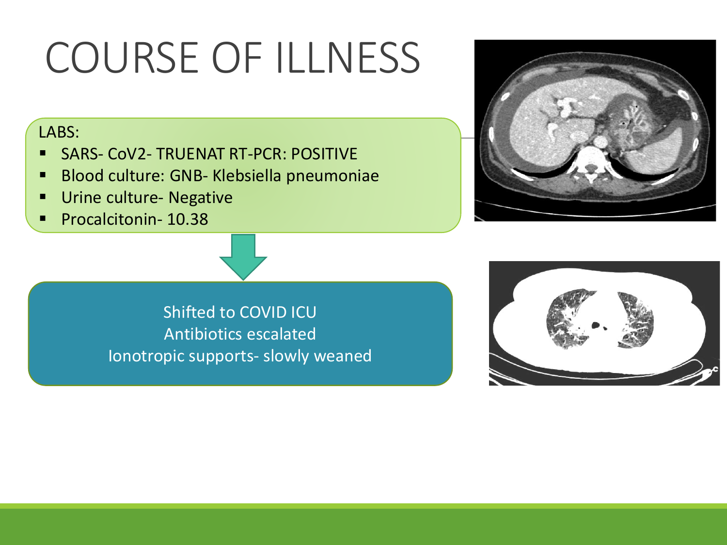# COURSE OF ILLNESS

LABS:

- SARS- CoV2- TRUENAT RT-PCR: POSITIVE
- Blood culture: GNB- Klebsiella pneumoniae
- Urine culture- Negative
- Procalcitonin- 10.38

Shifted to COVID ICU
Antibiotics escalated
Ionotropic supports- slowly weaned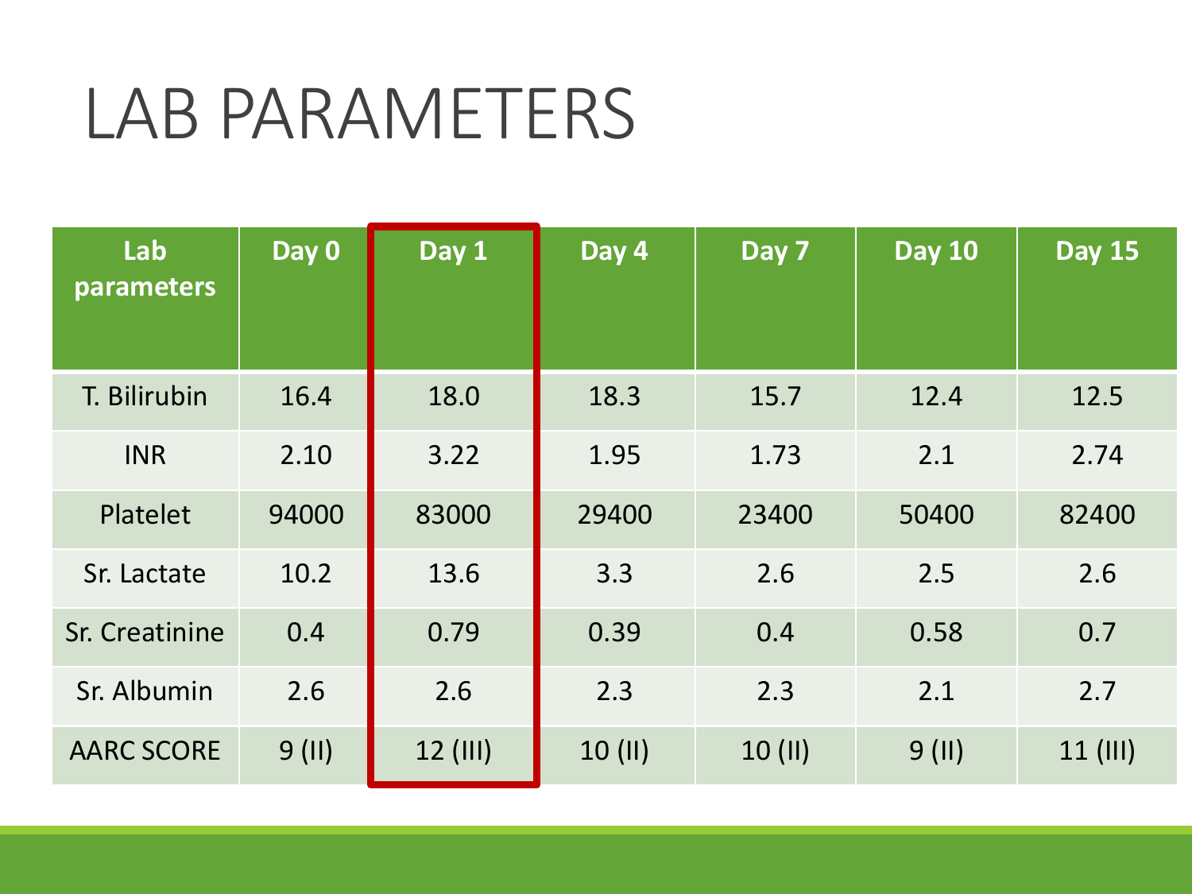# LAB PARAMETERS

| Lab parameters | Day 0 | Day 1 | Day 4 | Day 7 | Day 10 | Day 15 |
|---|---|---|---|---|---|---|
| T. Bilirubin | 16.4 | 18.0 | 18.3 | 15.7 | 12.4 | 12.5 |
| INR | 2.10 | 3.22 | 1.95 | 1.73 | 2.1 | 2.74 |
| Platelet | 94000 | 83000 | 29400 | 23400 | 50400 | 82400 |
| Sr. Lactate | 10.2 | 13.6 | 3.3 | 2.6 | 2.5 | 2.6 |
| Sr. Creatinine | 0.4 | 0.79 | 0.39 | 0.4 | 0.58 | 0.7 |
| Sr. Albumin | 2.6 | 2.6 | 2.3 | 2.3 | 2.1 | 2.7 |
| AARC SCORE | 9 (II) | 12 (III) | 10 (II) | 10 (II) | 9 (II) | 11 (III) |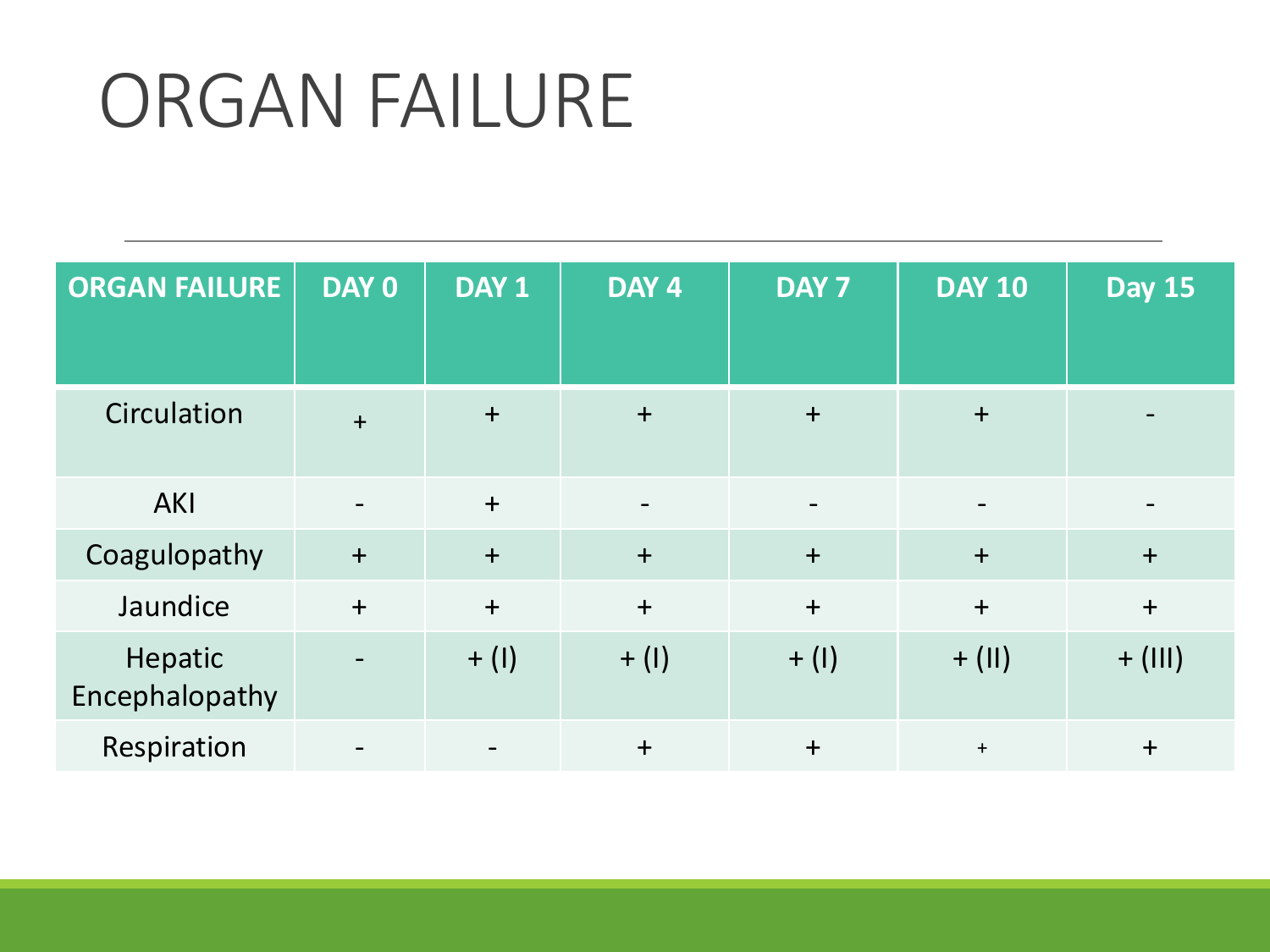# ORGAN FAILURE

| ORGAN FAILURE | DAY 0 | DAY 1 | DAY 4 | DAY 7 | DAY 10 | Day 15 |
|---|---|---|---|---|---|---|
| Circulation | + | + | + | + | + | - |
| AKI | - | + | - | - | - | - |
| Coagulopathy | + | + | + | + | + | + |
| Jaundice | + | + | + | + | + | + |
| Hepatic Encephalopathy | - | + (I) | + (I) | + (I) | + (II) | + (III) |
| Respiration | - | - | + | + | + | + |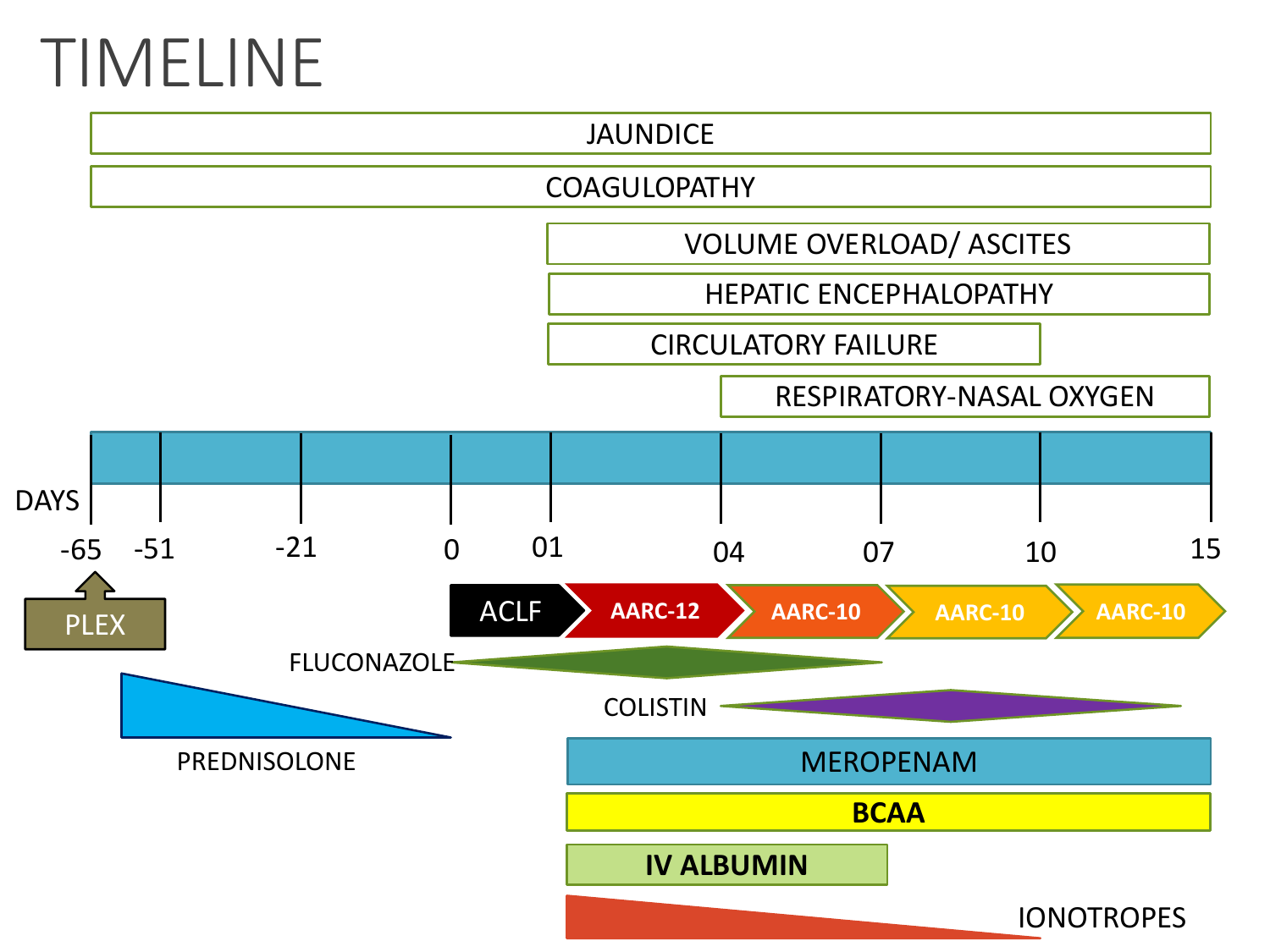# TIMELINE

JAUNDICE

COAGULOPATHY

VOLUME OVERLOAD/ ASCITES

HEPATIC ENCEPHALOPATHY

CIRCULATORY FAILURE

RESPIRATORY-NASAL OXYGEN

DAYS

-65 -51 -21 0 01 04 07 10 15

PLEX

ACLF → AARC-12 → AARC-10 → AARC-10 → AARC-10

FLUCONAZOLE

PREDNISOLONE

COLISTIN

MEROPENAM

**BCAA**

**IV ALBUMIN**

IONOTROPES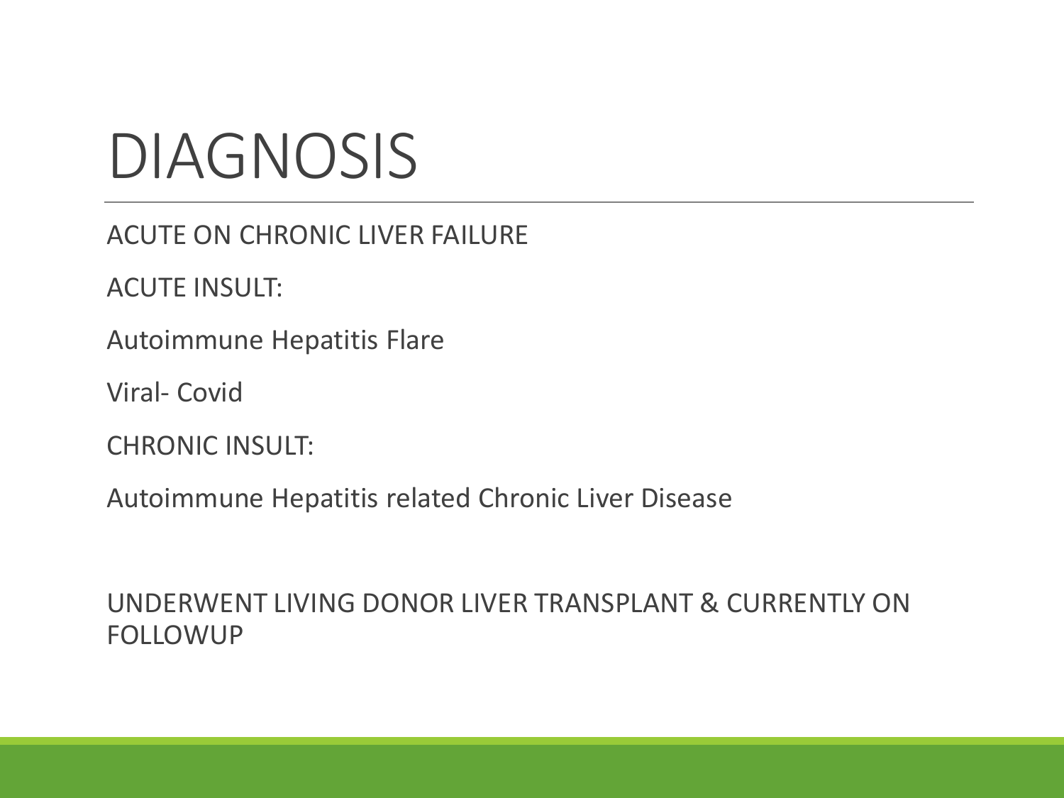# DIAGNOSIS

ACUTE ON CHRONIC LIVER FAILURE

ACUTE INSULT:

Autoimmune Hepatitis Flare

Viral- Covid

CHRONIC INSULT:

Autoimmune Hepatitis related Chronic Liver Disease

UNDERWENT LIVING DONOR LIVER TRANSPLANT & CURRENTLY ON FOLLOWUP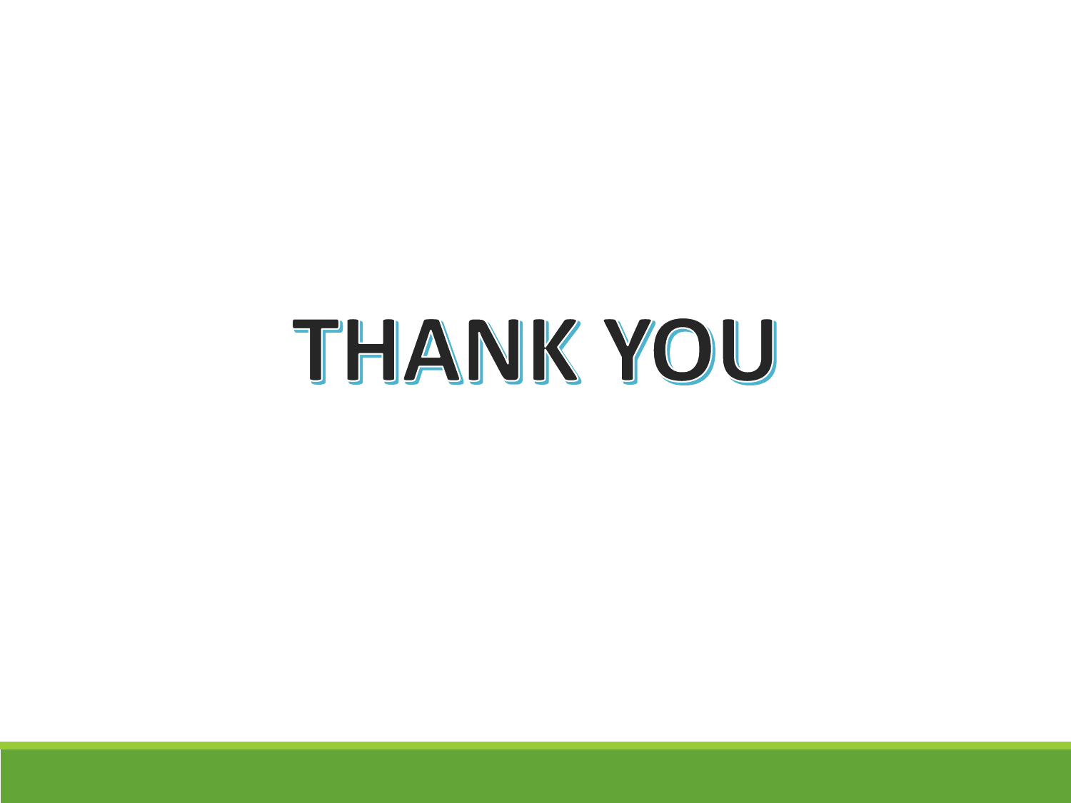# THANK YOU